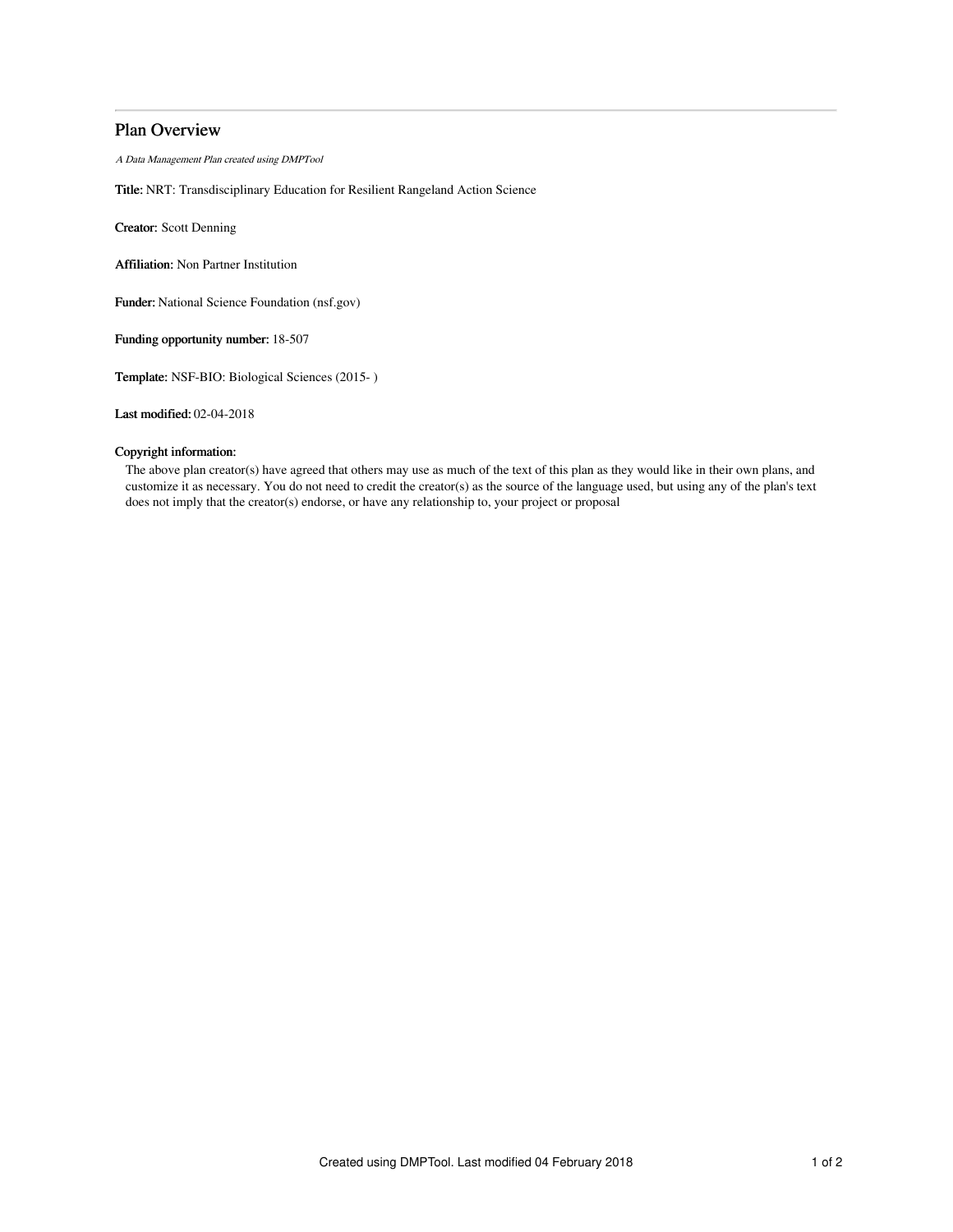# Plan Overview

*A Data Management Plan created using DMPTool*

**Title:** NRT: Transdisciplinary Education for Resilient Rangeland Action Science

**Creator:** Scott Denning

**Affiliation:** Non Partner Institution

**Funder:** National Science Foundation (nsf.gov)

**Funding opportunity number:** 18-507

**Template:** NSF-BIO: Biological Sciences (2015- )

**Last modified:** 02-04-2018

**Copyright information:**

The above plan creator(s) have agreed that others may use as much of the text of this plan as they would like in their own plans, and customize it as necessary. You do not need to credit the creator(s) as the source of the language used, but using any of the plan's text does not imply that the creator(s) endorse, or have any relationship to, your project or proposal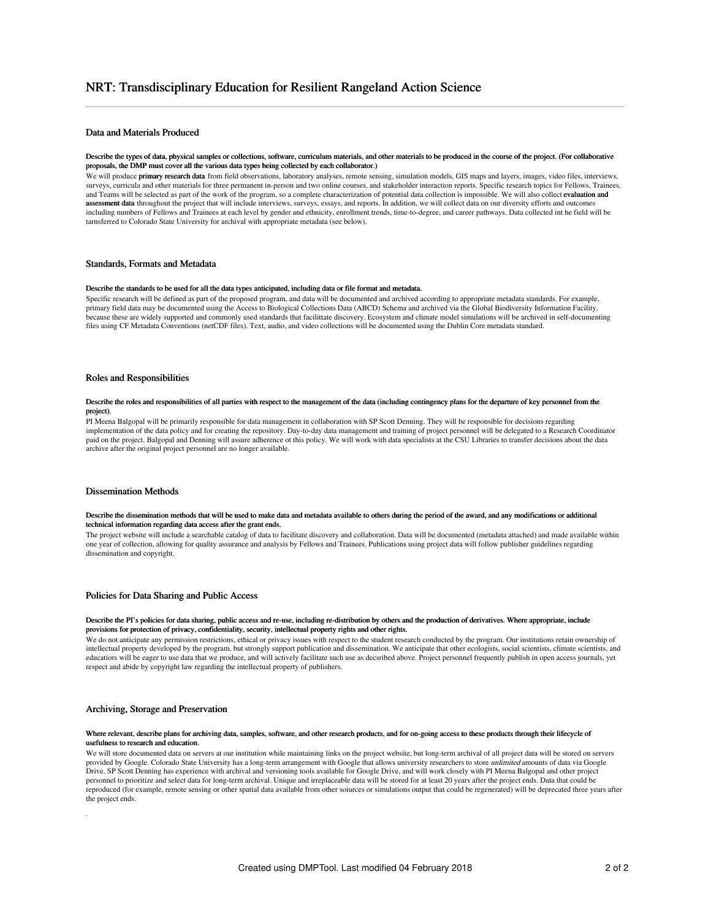# NRT: Transdisciplinary Education for Resilient Rangeland Action Science

## Data and Materials Produced

**Describe the types of data, physical samples or collections, software, curriculum materials, and other materials to be produced in the course of the project. (For collaborative proposals, the DMP must cover all the various data types being collected by each collaborator.)**

We will produce **primary research data** from field observations, laboratory analyses, remote sensing, simulation models, GIS maps and layers, images, video files, interviews, surveys, curricula and other materials for three permanent in-person and two online courses, and stakeholder interaction reports. Specific research topics for Fellows, Trainees, and Teams will be selected as part of the work of the program, so a complete characterization of potential data collection is impossible. We will also collect **evaluation and assessment data** throughout the project that will include interviews, surveys, essays, and reports. In addition, we will collect data on our diversity efforts and outcomes including numbers of Fellows and Trainees at each level by gender and ethnicity, enrollment trends, time-to-degree, and career pathways. Data collected int he field will be tarnsferred to Colorado State University for archival with appropriate metadata (see below).

## Standards, Formats and Metadata

**Describe the standards to be used for all the data types anticipated, including data or file format and metadata.**

Specific research will be defined as part of the proposed program, and data will be documented and archived according to appropriate metadata standards. For example, primary field data may be documented using the Access to Biological Collections Data (ABCD) Schema and archived via the Global Biodiversity Information Facility, because these are widely supported and commonly used standards that facilittate discovery. Ecosystem and climate model simulations will be archived in self-documenting files using CF Metadata Conventions (netCDF files). Text, audio, and video collections will be documented using the Dublin Core metadata standard.

## Roles and Responsibilities

**Describe the roles and responsibilities of all parties with respect to the management of the data (including contingency plans for the departure of key personnel from the project).**

PI Meena Balgopal will be primarily responsible for data management in collaboration with SP Scott Denning. They will be responsible for decisions regarding implementation of the data policy and for creating the repository. Day-to-day data management and training of project personnel will be delegated to a Research Coordinator paid on the project. Balgopal and Denning will assure adherence ot this policy. We will work with data specialists at the CSU Libraries to transfer decisions about the data archive after the original project personnel are no longer available.

## Dissemination Methods

**Describe the dissemination methods that will be used to make data and metadata available to others during the period of the award, and any modifications or additional technical information regarding data access after the grant ends.**

The project website will include a searchable catalog of data to facilitate discovery and collaboration. Data will be documented (metadata attached) and made available within one year of collection, allowing for quality assurance and analysis by Fellows and Trainees. Publications using project data will follow publisher guidelines regarding dissemination and copyright.

## Policies for Data Sharing and Public Access

**Describe the PI's policies for data sharing, public access and re-use, including re-distribution by others and the production of derivatives. Where appropriate, include provisions for protection of privacy, confidentiality, security, intellectual property rights and other rights.**

We do not anticipate any permission restrictions, ethical or privacy issues with respect to the student research conducted by the program. Our institutions retain ownership of intellectual property developed by the program, but strongly support publication and dissemination. We anticipate that other ecologists, social scientists, climate scientists, and educators will be eager to use data that we produce, and will actively facilitate such use as decsribed above. Project personnel frequently publish in open access journals, yet respect and abide by copyright law regarding the intellectual property of publishers.

## Archiving, Storage and Preservation

**Where relevant, describe plans for archiving data, samples, software, and other research products, and for on-going access to these products through their lifecycle of usefulness to research and education.**

We will store documented data on servers at our institution while maintaining links on the project website, but long-term archival of all project data will be stored on servers provided by Google. Colorado State University has a long-term arrangement with Google that allows university researchers to store *unlimited* amounts of data via Google Drive. SP Scott Denning has experience with archival and versioning tools available for Google Drive, and will work closely with PI Meena Balgopal and other project personnel to prioritize and select data for long-term archival. Unique and irreplaceable data will be stored for at least 20 years after the project ends. Data that could be reproduced (for example, remote sensing or other spatial data available from other soiurces or simulations output that could be regenerated) will be deprecated three years after the project ends.

Created using DMPTool. Last modified 04 February 2018